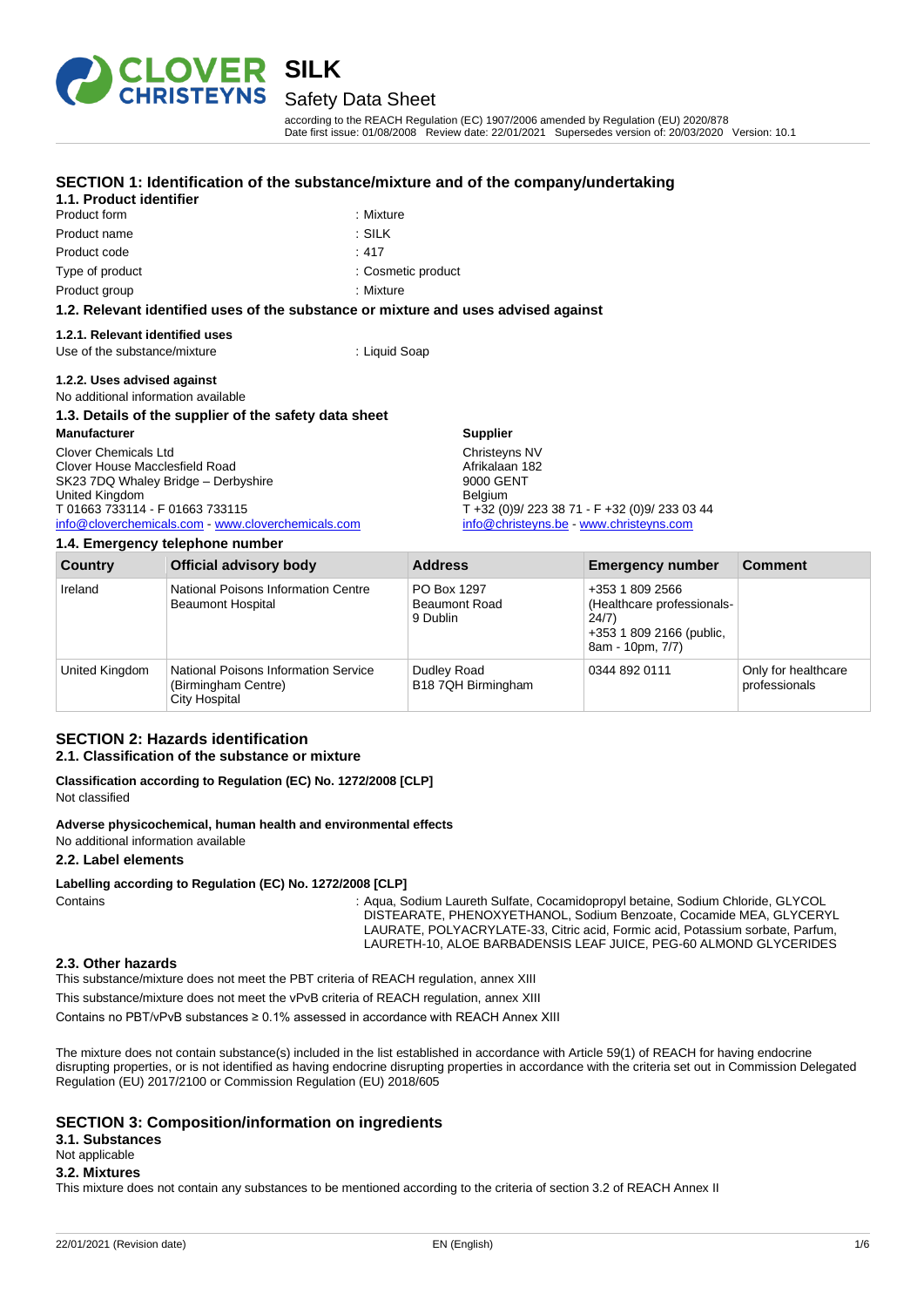# SILK

## Safety Data Sheet

according to the REACH Regulation (EC) 1907/2006 amended by Regulation (EU) 2020/878
Date first issue: 01/08/2008 Review date: 22/01/2021 Supersedes version of: 20/03/2020 Version: 10.1

## SECTION 1: Identification of the substance/mixture and of the company/undertaking

### 1.1. Product identifier

Product form : Mixture
Product name : SILK
Product code : 417
Type of product : Cosmetic product
Product group : Mixture

### 1.2. Relevant identified uses of the substance or mixture and uses advised against

#### 1.2.1. Relevant identified uses

Use of the substance/mixture : Liquid Soap

#### 1.2.2. Uses advised against

No additional information available

### 1.3. Details of the supplier of the safety data sheet

**Manufacturer**
Clover Chemicals Ltd
Clover House Macclesfield Road
SK23 7DQ Whaley Bridge – Derbyshire
United Kingdom
T 01663 733114 - F 01663 733115
info@cloverchemicals.com - www.cloverchemicals.com

**Supplier**
Christeyns NV
Afrikalaan 182
9000 GENT
Belgium
T +32 (0)9/ 223 38 71 - F +32 (0)9/ 233 03 44
info@christeyns.be - www.christeyns.com

### 1.4. Emergency telephone number

| Country | Official advisory body | Address | Emergency number | Comment |
|---|---|---|---|---|
| Ireland | National Poisons Information Centre Beaumont Hospital | PO Box 1297 Beaumont Road 9 Dublin | +353 1 809 2566 (Healthcare professionals- 24/7) +353 1 809 2166 (public, 8am - 10pm, 7/7) | |
| United Kingdom | National Poisons Information Service (Birmingham Centre) City Hospital | Dudley Road B18 7QH Birmingham | 0344 892 0111 | Only for healthcare professionals |

## SECTION 2: Hazards identification

### 2.1. Classification of the substance or mixture

**Classification according to Regulation (EC) No. 1272/2008 [CLP]**
Not classified

**Adverse physicochemical, human health and environmental effects**
No additional information available

### 2.2. Label elements

**Labelling according to Regulation (EC) No. 1272/2008 [CLP]**

Contains : Aqua, Sodium Laureth Sulfate, Cocamidopropyl betaine, Sodium Chloride, GLYCOL DISTEARATE, PHENOXYETHANOL, Sodium Benzoate, Cocamide MEA, GLYCERYL LAURATE, POLYACRYLATE-33, Citric acid, Formic acid, Potassium sorbate, Parfum, LAURETH-10, ALOE BARBADENSIS LEAF JUICE, PEG-60 ALMOND GLYCERIDES

### 2.3. Other hazards

This substance/mixture does not meet the PBT criteria of REACH regulation, annex XIII

This substance/mixture does not meet the vPvB criteria of REACH regulation, annex XIII

Contains no PBT/vPvB substances ≥ 0.1% assessed in accordance with REACH Annex XIII

The mixture does not contain substance(s) included in the list established in accordance with Article 59(1) of REACH for having endocrine disrupting properties, or is not identified as having endocrine disrupting properties in accordance with the criteria set out in Commission Delegated Regulation (EU) 2017/2100 or Commission Regulation (EU) 2018/605

## SECTION 3: Composition/information on ingredients

### 3.1. Substances

Not applicable

### 3.2. Mixtures

This mixture does not contain any substances to be mentioned according to the criteria of section 3.2 of REACH Annex II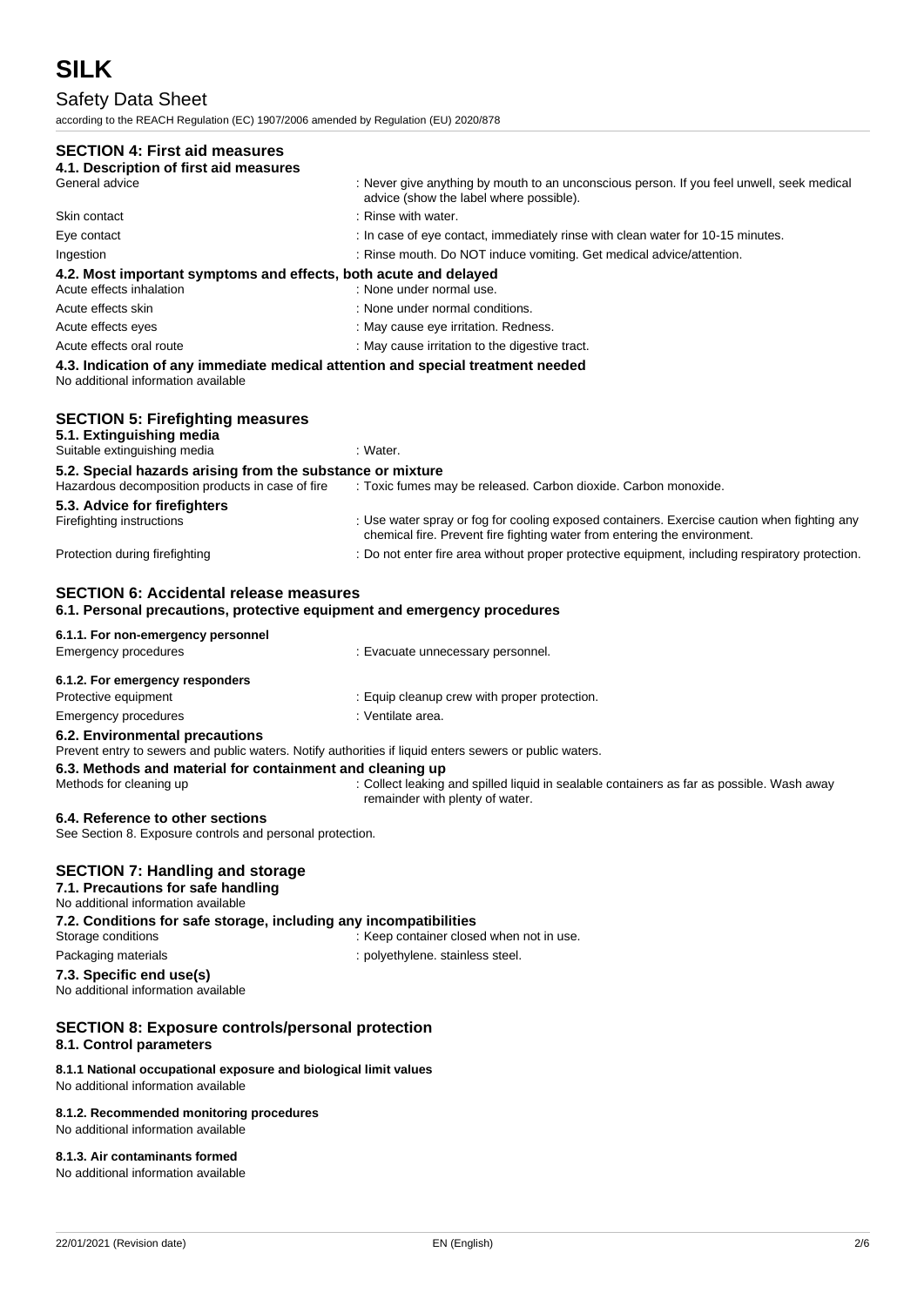## SECTION 4: First aid measures

### 4.1. Description of first aid measures

| | |
|---|---|
| General advice | : Never give anything by mouth to an unconscious person. If you feel unwell, seek medical advice (show the label where possible). |
| Skin contact | : Rinse with water. |
| Eye contact | : In case of eye contact, immediately rinse with clean water for 10-15 minutes. |
| Ingestion | : Rinse mouth. Do NOT induce vomiting. Get medical advice/attention. |

### 4.2. Most important symptoms and effects, both acute and delayed

| | |
|---|---|
| Acute effects inhalation | : None under normal use. |
| Acute effects skin | : None under normal conditions. |
| Acute effects eyes | : May cause eye irritation. Redness. |
| Acute effects oral route | : May cause irritation to the digestive tract. |

### 4.3. Indication of any immediate medical attention and special treatment needed

No additional information available

## SECTION 5: Firefighting measures

### 5.1. Extinguishing media

| | |
|---|---|
| Suitable extinguishing media | : Water. |

### 5.2. Special hazards arising from the substance or mixture

| | |
|---|---|
| Hazardous decomposition products in case of fire | : Toxic fumes may be released. Carbon dioxide. Carbon monoxide. |

### 5.3. Advice for firefighters

| | |
|---|---|
| Firefighting instructions | : Use water spray or fog for cooling exposed containers. Exercise caution when fighting any chemical fire. Prevent fire fighting water from entering the environment. |
| Protection during firefighting | : Do not enter fire area without proper protective equipment, including respiratory protection. |

## SECTION 6: Accidental release measures

### 6.1. Personal precautions, protective equipment and emergency procedures

#### 6.1.1. For non-emergency personnel

| | |
|---|---|
| Emergency procedures | : Evacuate unnecessary personnel. |

#### 6.1.2. For emergency responders

| | |
|---|---|
| Protective equipment | : Equip cleanup crew with proper protection. |
| Emergency procedures | : Ventilate area. |

### 6.2. Environmental precautions

Prevent entry to sewers and public waters. Notify authorities if liquid enters sewers or public waters.

### 6.3. Methods and material for containment and cleaning up

| | |
|---|---|
| Methods for cleaning up | : Collect leaking and spilled liquid in sealable containers as far as possible. Wash away remainder with plenty of water. |

### 6.4. Reference to other sections

See Section 8. Exposure controls and personal protection.

## SECTION 7: Handling and storage

### 7.1. Precautions for safe handling

No additional information available

### 7.2. Conditions for safe storage, including any incompatibilities

| | |
|---|---|
| Storage conditions | : Keep container closed when not in use. |
| Packaging materials | : polyethylene. stainless steel. |

### 7.3. Specific end use(s)

No additional information available

## SECTION 8: Exposure controls/personal protection

### 8.1. Control parameters

#### 8.1.1 National occupational exposure and biological limit values

No additional information available

#### 8.1.2. Recommended monitoring procedures

No additional information available

#### 8.1.3. Air contaminants formed

No additional information available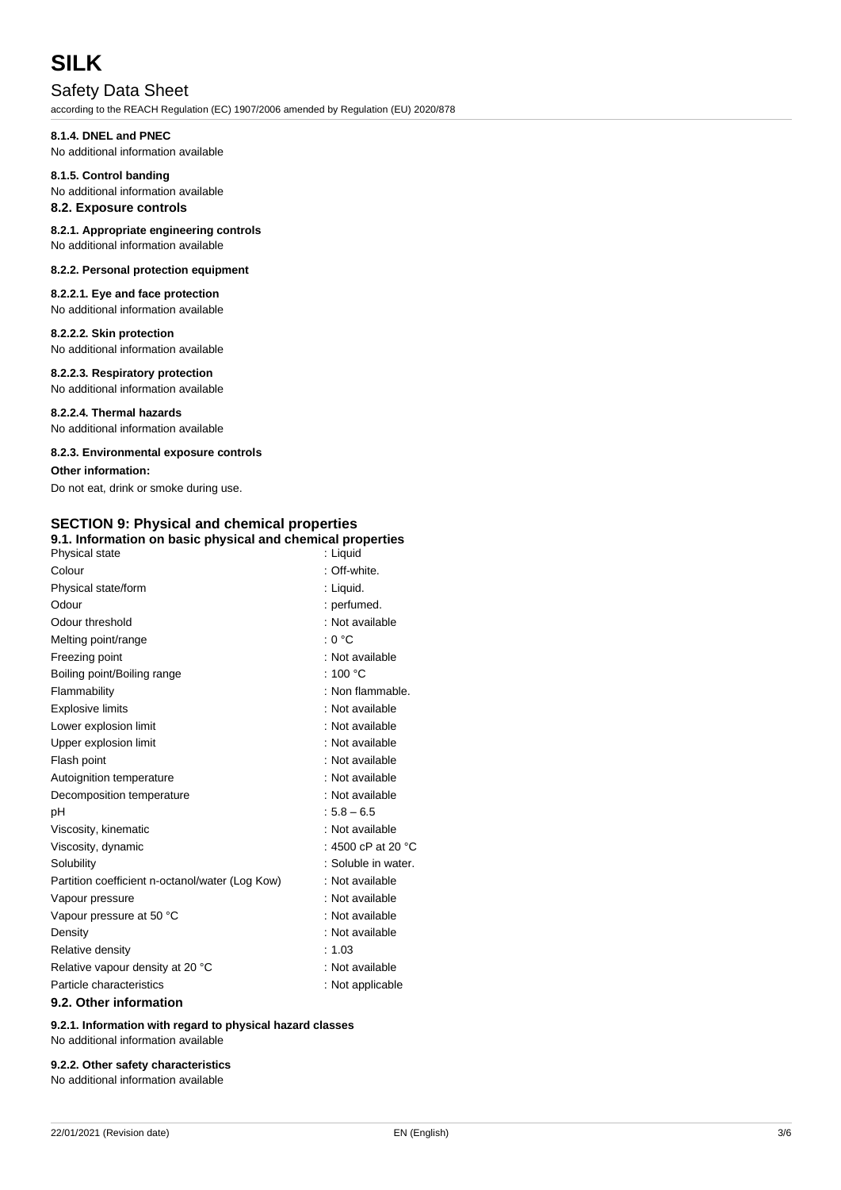#### 8.1.4. DNEL and PNEC

No additional information available

#### 8.1.5. Control banding

No additional information available

### 8.2. Exposure controls

#### 8.2.1. Appropriate engineering controls

No additional information available

#### 8.2.2. Personal protection equipment

##### 8.2.2.1. Eye and face protection

No additional information available

##### 8.2.2.2. Skin protection

No additional information available

##### 8.2.2.3. Respiratory protection

No additional information available

##### 8.2.2.4. Thermal hazards

No additional information available

#### 8.2.3. Environmental exposure controls

**Other information:**

Do not eat, drink or smoke during use.

## SECTION 9: Physical and chemical properties

### 9.1. Information on basic physical and chemical properties

| Property | Value |
|---|---|
| Physical state | : Liquid |
| Colour | : Off-white. |
| Physical state/form | : Liquid. |
| Odour | : perfumed. |
| Odour threshold | : Not available |
| Melting point/range | : 0 °C |
| Freezing point | : Not available |
| Boiling point/Boiling range | : 100 °C |
| Flammability | : Non flammable. |
| Explosive limits | : Not available |
| Lower explosion limit | : Not available |
| Upper explosion limit | : Not available |
| Flash point | : Not available |
| Autoignition temperature | : Not available |
| Decomposition temperature | : Not available |
| pH | : 5.8 – 6.5 |
| Viscosity, kinematic | : Not available |
| Viscosity, dynamic | : 4500 cP at 20 °C |
| Solubility | : Soluble in water. |
| Partition coefficient n-octanol/water (Log Kow) | : Not available |
| Vapour pressure | : Not available |
| Vapour pressure at 50 °C | : Not available |
| Density | : Not available |
| Relative density | : 1.03 |
| Relative vapour density at 20 °C | : Not available |
| Particle characteristics | : Not applicable |

### 9.2. Other information

#### 9.2.1. Information with regard to physical hazard classes

No additional information available

#### 9.2.2. Other safety characteristics

No additional information available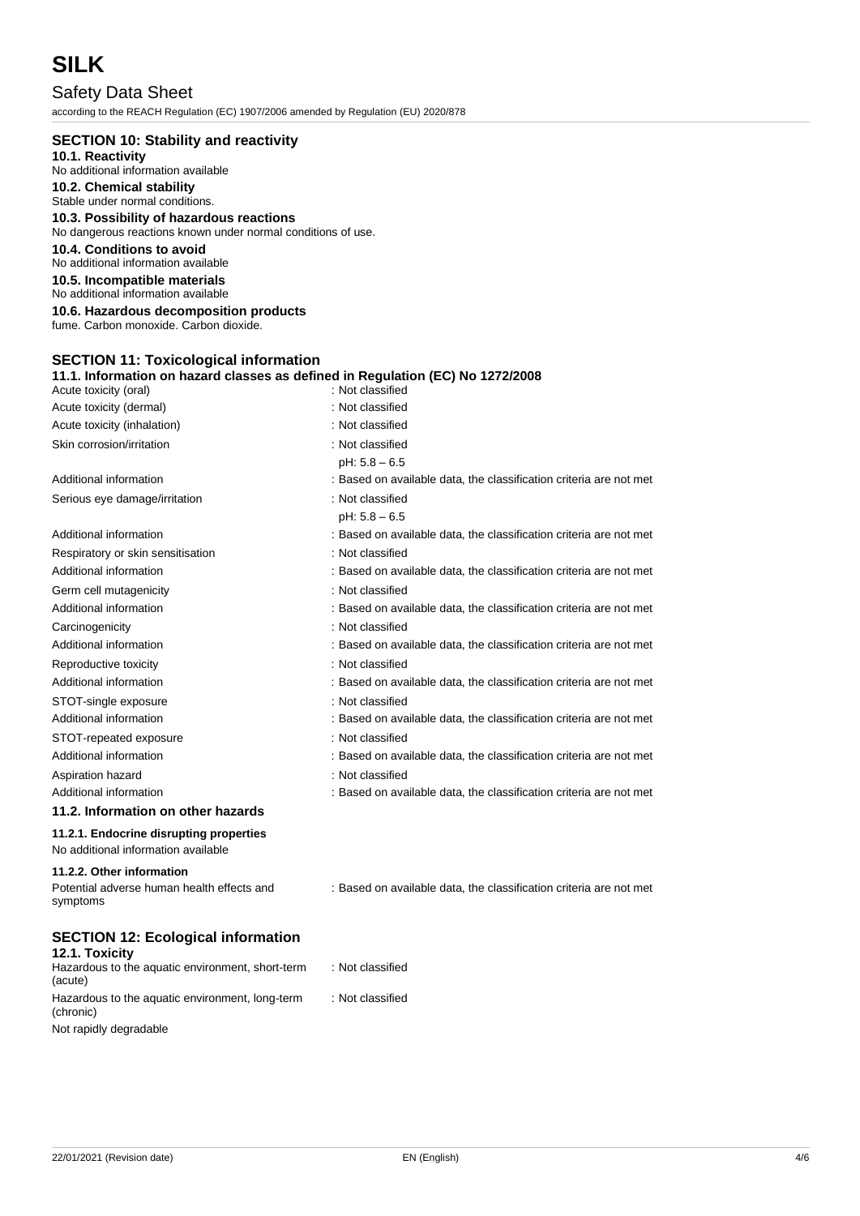## SECTION 10: Stability and reactivity

**10.1. Reactivity**

No additional information available

**10.2. Chemical stability**

Stable under normal conditions.

**10.3. Possibility of hazardous reactions**

No dangerous reactions known under normal conditions of use.

**10.4. Conditions to avoid**

No additional information available

**10.5. Incompatible materials**

No additional information available

**10.6. Hazardous decomposition products**

fume. Carbon monoxide. Carbon dioxide.

## SECTION 11: Toxicological information

**11.1. Information on hazard classes as defined in Regulation (EC) No 1272/2008**

| | |
|---|---|
| Acute toxicity (oral) | : Not classified |
| Acute toxicity (dermal) | : Not classified |
| Acute toxicity (inhalation) | : Not classified |
| Skin corrosion/irritation | : Not classified<br>pH: 5.8 – 6.5 |
| Additional information | : Based on available data, the classification criteria are not met |
| Serious eye damage/irritation | : Not classified<br>pH: 5.8 – 6.5 |
| Additional information | : Based on available data, the classification criteria are not met |
| Respiratory or skin sensitisation | : Not classified |
| Additional information | : Based on available data, the classification criteria are not met |
| Germ cell mutagenicity | : Not classified |
| Additional information | : Based on available data, the classification criteria are not met |
| Carcinogenicity | : Not classified |
| Additional information | : Based on available data, the classification criteria are not met |
| Reproductive toxicity | : Not classified |
| Additional information | : Based on available data, the classification criteria are not met |
| STOT-single exposure | : Not classified |
| Additional information | : Based on available data, the classification criteria are not met |
| STOT-repeated exposure | : Not classified |
| Additional information | : Based on available data, the classification criteria are not met |
| Aspiration hazard | : Not classified |
| Additional information | : Based on available data, the classification criteria are not met |

**11.2. Information on other hazards**

**11.2.1. Endocrine disrupting properties**

No additional information available

**11.2.2. Other information**

| | |
|---|---|
| Potential adverse human health effects and symptoms | : Based on available data, the classification criteria are not met |

## SECTION 12: Ecological information

**12.1. Toxicity**

| | |
|---|---|
| Hazardous to the aquatic environment, short-term (acute) | : Not classified |
| Hazardous to the aquatic environment, long-term (chronic) | : Not classified |

Not rapidly degradable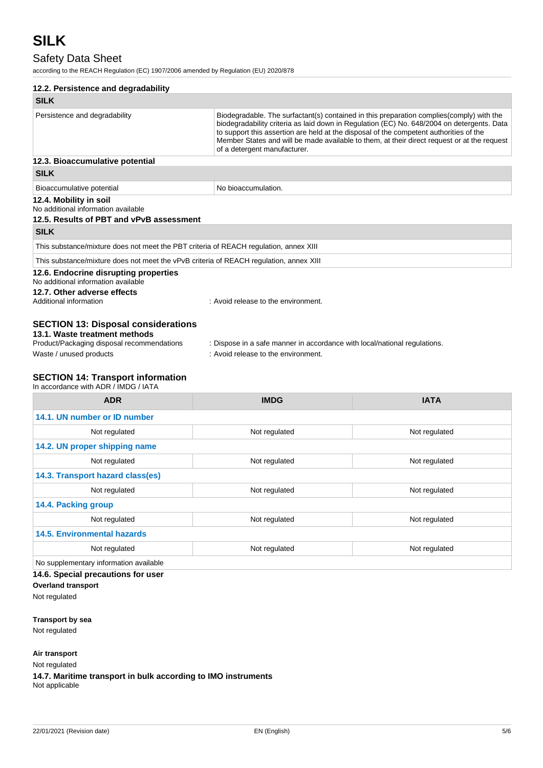### 12.2. Persistence and degradability

| SILK | |
|---|---|
| Persistence and degradability | Biodegradable. The surfactant(s) contained in this preparation complies(comply) with the biodegradability criteria as laid down in Regulation (EC) No. 648/2004 on detergents. Data to support this assertion are held at the disposal of the competent authorities of the Member States and will be made available to them, at their direct request or at the request of a detergent manufacturer. |

### 12.3. Bioaccumulative potential

| SILK | |
|---|---|
| Bioaccumulative potential | No bioaccumulation. |

### 12.4. Mobility in soil

No additional information available

### 12.5. Results of PBT and vPvB assessment

| SILK |
|---|
| This substance/mixture does not meet the PBT criteria of REACH regulation, annex XIII |
| This substance/mixture does not meet the vPvB criteria of REACH regulation, annex XIII |

### 12.6. Endocrine disrupting properties

No additional information available

### 12.7. Other adverse effects

Additional information : Avoid release to the environment.

## SECTION 13: Disposal considerations

### 13.1. Waste treatment methods

Product/Packaging disposal recommendations : Dispose in a safe manner in accordance with local/national regulations.

Waste / unused products : Avoid release to the environment.

## SECTION 14: Transport information

In accordance with ADR / IMDG / IATA

| ADR | IMDG | IATA |
|---|---|---|
| **14.1. UN number or ID number** | | |
| Not regulated | Not regulated | Not regulated |
| **14.2. UN proper shipping name** | | |
| Not regulated | Not regulated | Not regulated |
| **14.3. Transport hazard class(es)** | | |
| Not regulated | Not regulated | Not regulated |
| **14.4. Packing group** | | |
| Not regulated | Not regulated | Not regulated |
| **14.5. Environmental hazards** | | |
| Not regulated | Not regulated | Not regulated |
| No supplementary information available | | |

### 14.6. Special precautions for user

**Overland transport**

Not regulated

**Transport by sea**

Not regulated

**Air transport**

Not regulated

### 14.7. Maritime transport in bulk according to IMO instruments

Not applicable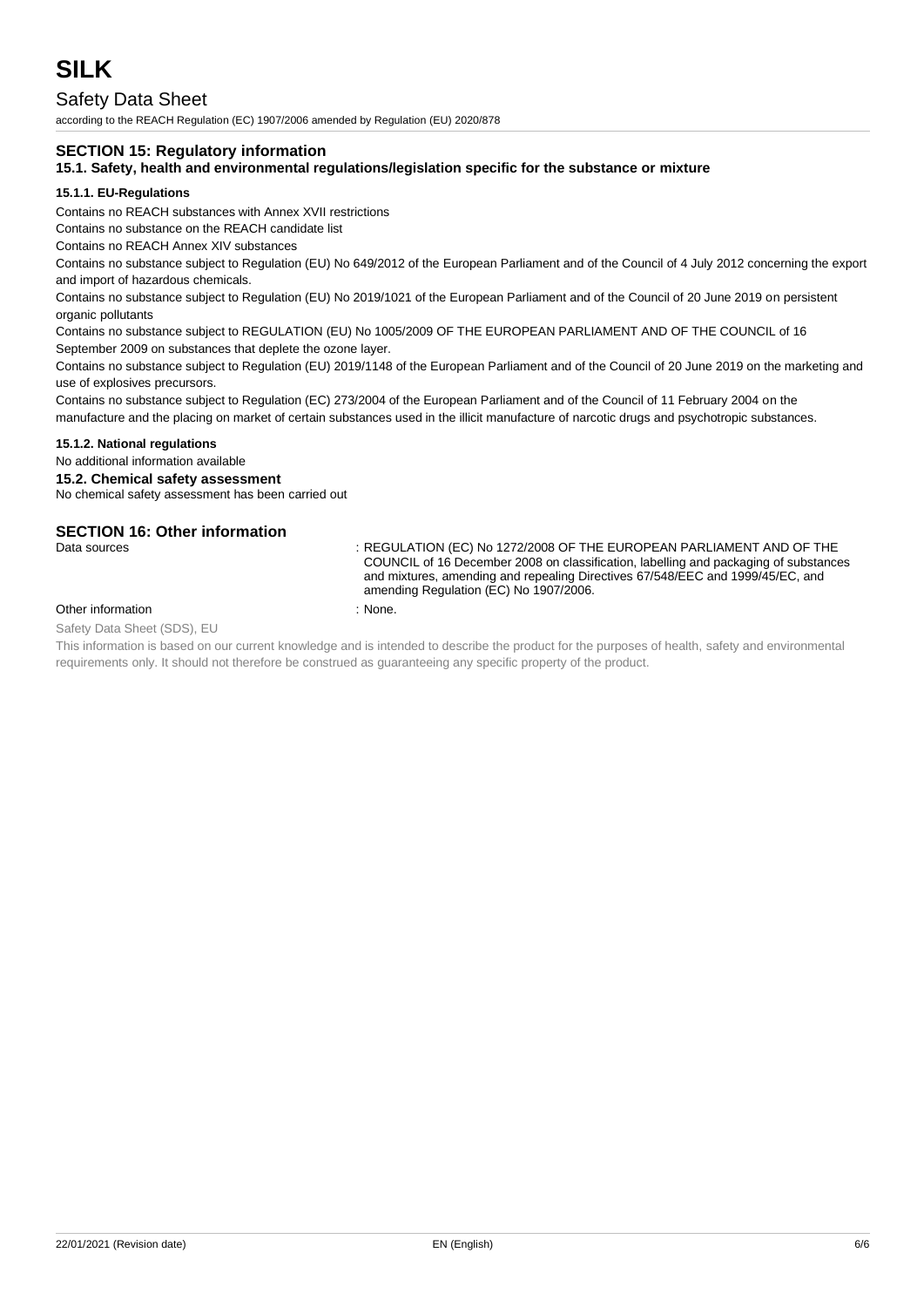## SECTION 15: Regulatory information

### 15.1. Safety, health and environmental regulations/legislation specific for the substance or mixture

#### 15.1.1. EU-Regulations

Contains no REACH substances with Annex XVII restrictions

Contains no substance on the REACH candidate list

Contains no REACH Annex XIV substances

Contains no substance subject to Regulation (EU) No 649/2012 of the European Parliament and of the Council of 4 July 2012 concerning the export and import of hazardous chemicals.

Contains no substance subject to Regulation (EU) No 2019/1021 of the European Parliament and of the Council of 20 June 2019 on persistent organic pollutants

Contains no substance subject to REGULATION (EU) No 1005/2009 OF THE EUROPEAN PARLIAMENT AND OF THE COUNCIL of 16 September 2009 on substances that deplete the ozone layer.

Contains no substance subject to Regulation (EU) 2019/1148 of the European Parliament and of the Council of 20 June 2019 on the marketing and use of explosives precursors.

Contains no substance subject to Regulation (EC) 273/2004 of the European Parliament and of the Council of 11 February 2004 on the manufacture and the placing on market of certain substances used in the illicit manufacture of narcotic drugs and psychotropic substances.

#### 15.1.2. National regulations

No additional information available

### 15.2. Chemical safety assessment

No chemical safety assessment has been carried out

## SECTION 16: Other information

| | |
|---|---|
| Data sources | : REGULATION (EC) No 1272/2008 OF THE EUROPEAN PARLIAMENT AND OF THE COUNCIL of 16 December 2008 on classification, labelling and packaging of substances and mixtures, amending and repealing Directives 67/548/EEC and 1999/45/EC, and amending Regulation (EC) No 1907/2006. |
| Other information | : None. |

Safety Data Sheet (SDS), EU

This information is based on our current knowledge and is intended to describe the product for the purposes of health, safety and environmental requirements only. It should not therefore be construed as guaranteeing any specific property of the product.